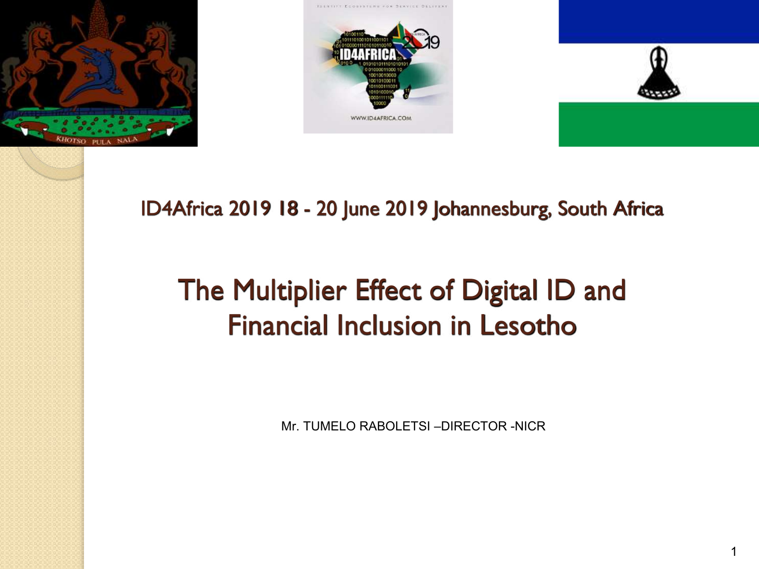ID4Africa 2019 18 - 20 June 2019 Johannesburg, South Africa

# The Multiplier Effect of Digital ID and Financial Inclusion in Lesotho

Mr. TUMELO RABOLETSI –DIRECTOR -NICR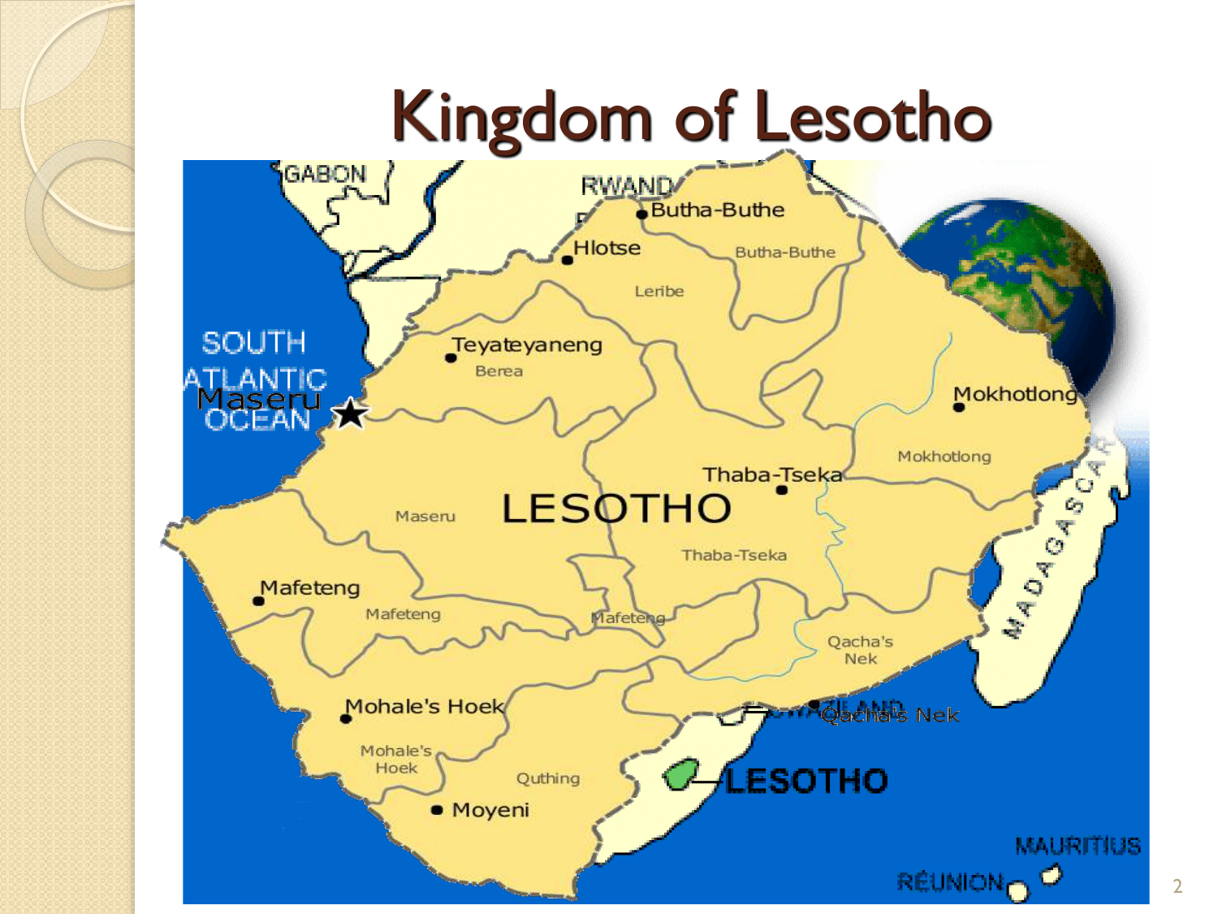# Kingdom of Lesotho

GABON

RWANDA

Butha-Buthe

Hlotse

Butha-Buthe

Leribe

SOUTH ATLANTIC OCEAN

Maseru

Teyateyaneng

Berea

Mokhotlong

Mokhotlong

Thaba-Tseka

LESOTHO

Maseru

Thaba-Tseka

Mafeteng

Mafeteng

Mafeteng

Qacha's Nek

Qacha's Nek

Mohale's Hoek

Mohale's Hoek

Quthing

Moyeni

LESOTHO

MADAGASCAR

MAURITIUS

RÉUNION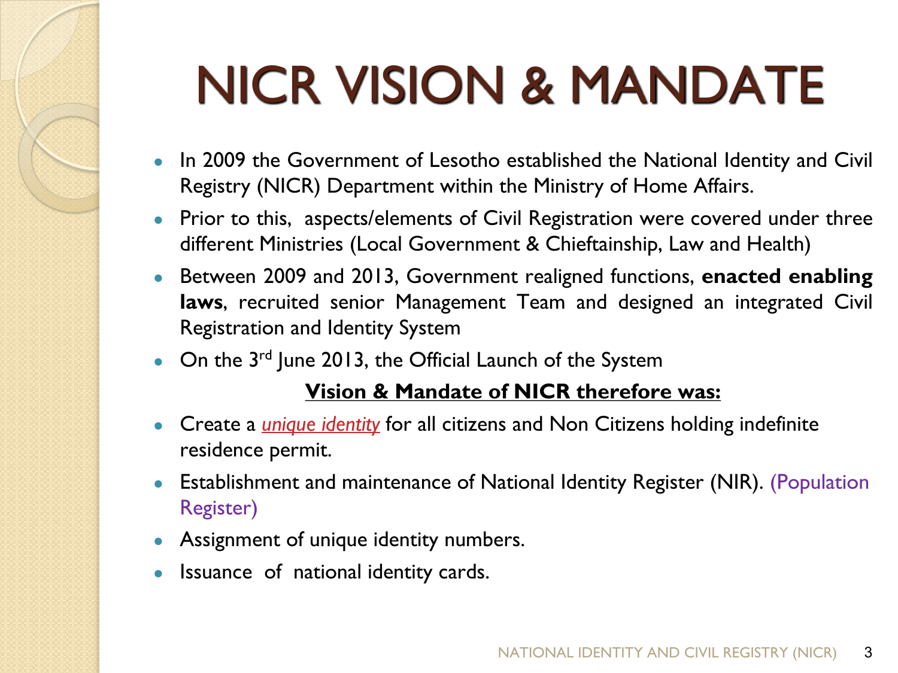# NICR VISION & MANDATE

- In 2009 the Government of Lesotho established the National Identity and Civil Registry (NICR) Department within the Ministry of Home Affairs.
- Prior to this, aspects/elements of Civil Registration were covered under three different Ministries (Local Government & Chieftainship, Law and Health)
- Between 2009 and 2013, Government realigned functions, **enacted enabling laws**, recruited senior Management Team and designed an integrated Civil Registration and Identity System
- On the 3rd June 2013, the Official Launch of the System

**Vision & Mandate of NICR therefore was:**

- Create a *unique identity* for all citizens and Non Citizens holding indefinite residence permit.
- Establishment and maintenance of National Identity Register (NIR). (Population Register)
- Assignment of unique identity numbers.
- Issuance of national identity cards.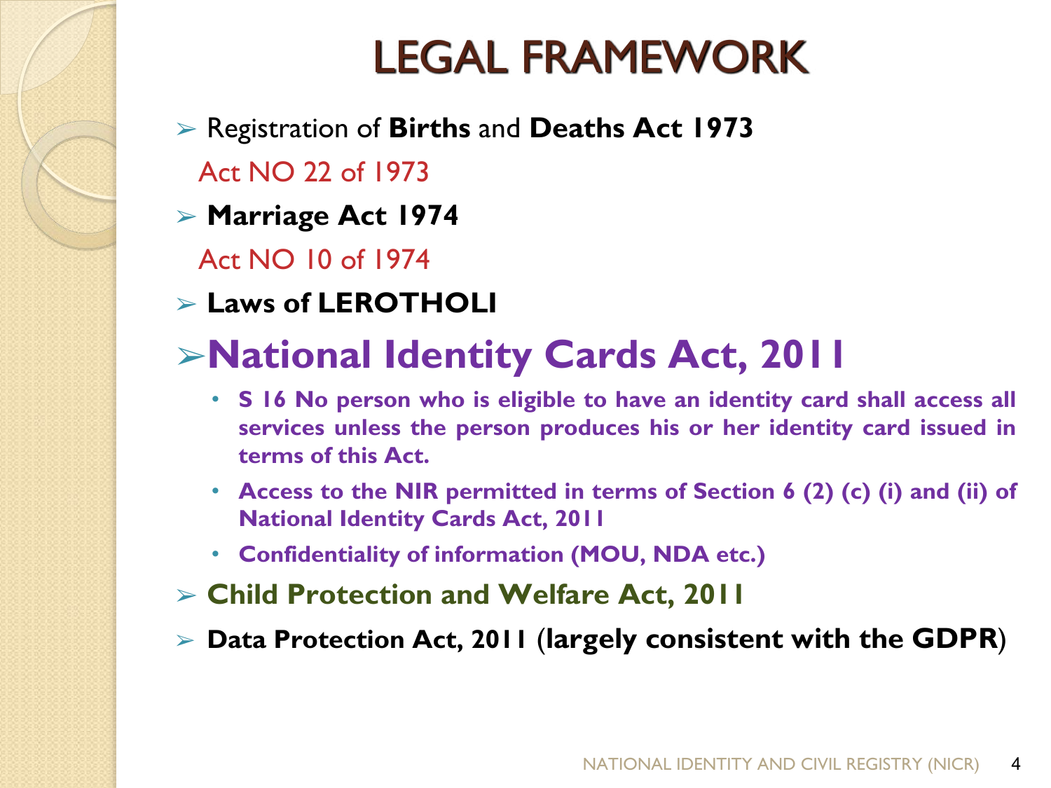# LEGAL FRAMEWORK

- Registration of **Births** and **Deaths Act 1973**

  Act NO 22 of 1973

- **Marriage Act 1974**

  Act NO 10 of 1974

- **Laws of LEROTHOLI**

- **National Identity Cards Act, 2011**
  - **S 16 No person who is eligible to have an identity card shall access all services unless the person produces his or her identity card issued in terms of this Act.**
  - **Access to the NIR permitted in terms of Section 6 (2) (c) (i) and (ii) of National Identity Cards Act, 2011**
  - **Confidentiality of information (MOU, NDA etc.)**

- **Child Protection and Welfare Act, 2011**

- **Data Protection Act, 2011** (**largely consistent with the GDPR**)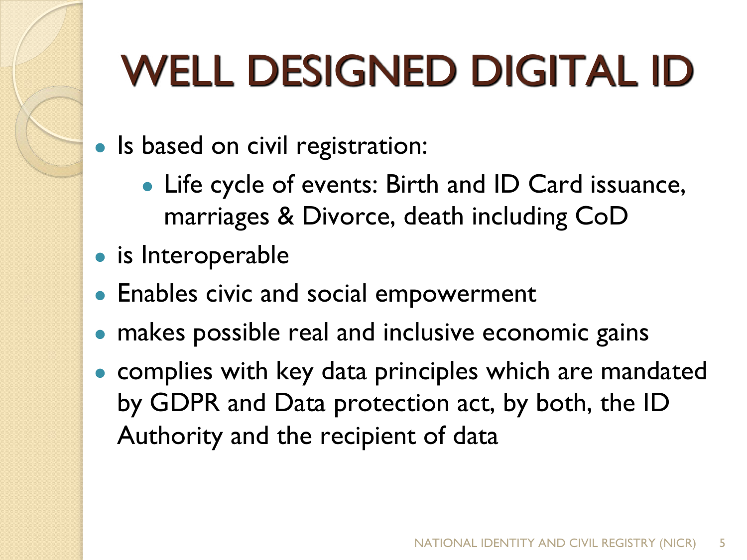# WELL DESIGNED DIGITAL ID

- Is based on civil registration:
  - Life cycle of events: Birth and ID Card issuance, marriages & Divorce, death including CoD
- is Interoperable
- Enables civic and social empowerment
- makes possible real and inclusive economic gains
- complies with key data principles which are mandated by GDPR and Data protection act, by both, the ID Authority and the recipient of data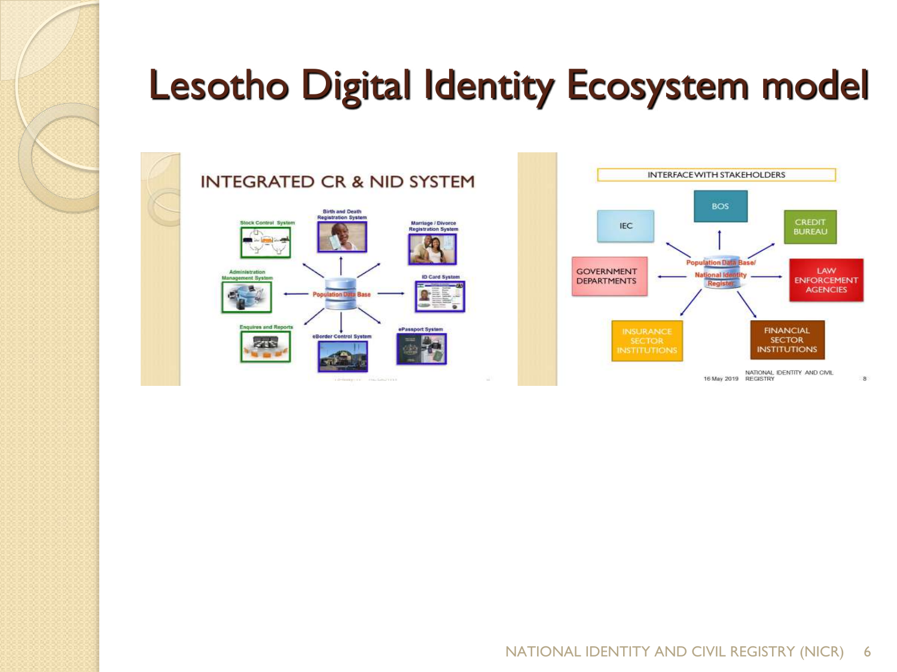# Lesotho Digital Identity Ecosystem model

## INTEGRATED CR & NID SYSTEM

- Population Data Base
- Birth and Death Registration System
- Marriage / Divorce Registration System
- ID Card System
- ePassport System
- eBorder Control System
- Enquires and Reports
- Administration Management System
- Stock Control System

## INTERFACE WITH STAKEHOLDERS

- Population Data Base/ National Identity Register
- BOS
- CREDIT BUREAU
- LAW ENFORCEMENT AGENCIES
- FINANCIAL SECTOR INSTITUTIONS
- INSURANCE SECTOR INSTITUTIONS
- GOVERNMENT DEPARTMENTS
- IEC

16 May 2019 NATIONAL IDENTITY AND CIVIL REGISTRY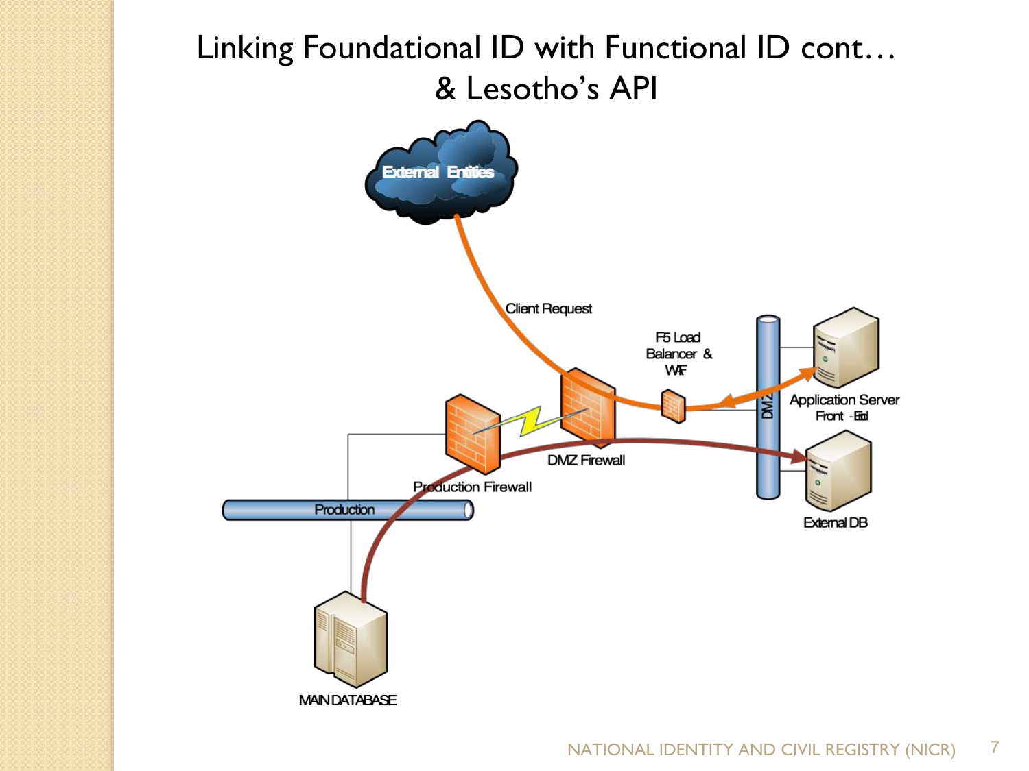# Linking Foundational ID with Functional ID cont… & Lesotho's API

External Entities

Client Request

F5 Load Balancer & WAF

DMZ

Application Server Front -End

DMZ Firewall

Production Firewall

Production

External DB

MAIN DATABASE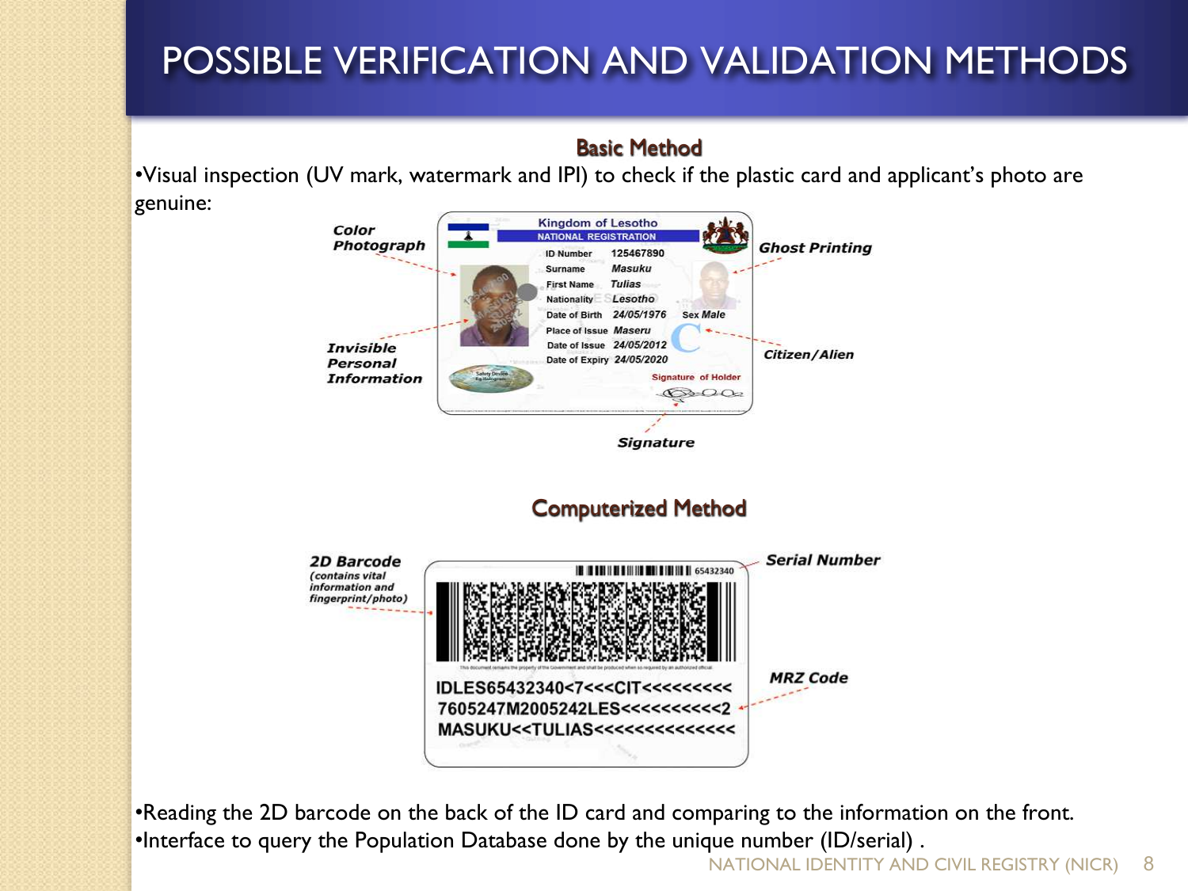# POSSIBLE VERIFICATION AND VALIDATION METHODS

## Basic Method

- Visual inspection (UV mark, watermark and IPI) to check if the plastic card and applicant's photo are genuine:

Color Photograph

Invisible Personal Information

Ghost Printing

Citizen/Alien

Signature

Kingdom of Lesotho
NATIONAL REGISTRATION

ID Number 125467890
Surname Masuku
First Name Tulias
Nationality Lesotho
Date of Birth 24/05/1976 Sex Male
Place of Issue Maseru
Date of Issue 24/05/2012
Date of Expiry 24/05/2020
Signature of Holder

## Computerized Method

2D Barcode (contains vital information and fingerprint/photo)

Serial Number

MRZ Code

65432340

```
IDLES65432340<7<<<CIT<<<<<<<<<
7605247M2005242LES<<<<<<<<<<<2
MASUKU<<TULIAS<<<<<<<<<<<<<<<
```

- Reading the 2D barcode on the back of the ID card and comparing to the information on the front.
- Interface to query the Population Database done by the unique number (ID/serial) .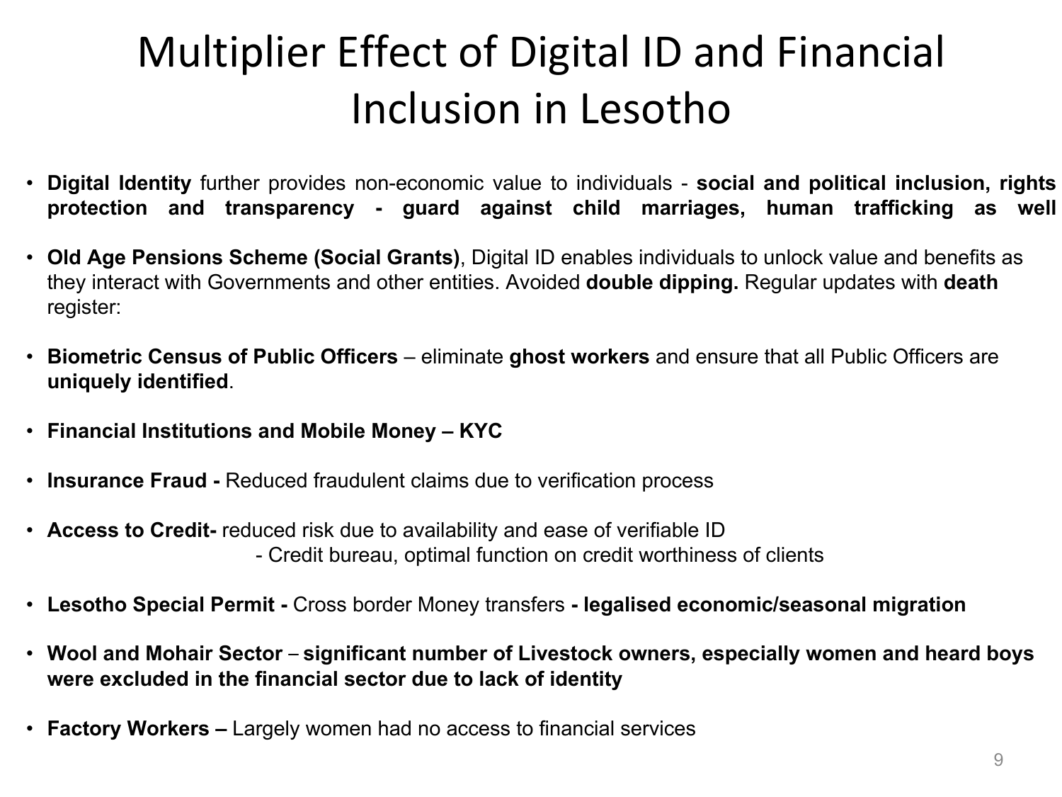# Multiplier Effect of Digital ID and Financial Inclusion in Lesotho

- **Digital Identity** further provides non-economic value to individuals - **social and political inclusion, rights protection and transparency - guard against child marriages, human trafficking as well**
- **Old Age Pensions Scheme (Social Grants)**, Digital ID enables individuals to unlock value and benefits as they interact with Governments and other entities. Avoided **double dipping.** Regular updates with **death** register:
- **Biometric Census of Public Officers** – eliminate **ghost workers** and ensure that all Public Officers are **uniquely identified**.
- **Financial Institutions and Mobile Money – KYC**
- **Insurance Fraud -** Reduced fraudulent claims due to verification process
- **Access to Credit-** reduced risk due to availability and ease of verifiable ID
  - Credit bureau, optimal function on credit worthiness of clients
- **Lesotho Special Permit -** Cross border Money transfers **- legalised economic/seasonal migration**
- **Wool and Mohair Sector** – **significant number of Livestock owners, especially women and heard boys were excluded in the financial sector due to lack of identity**
- **Factory Workers –** Largely women had no access to financial services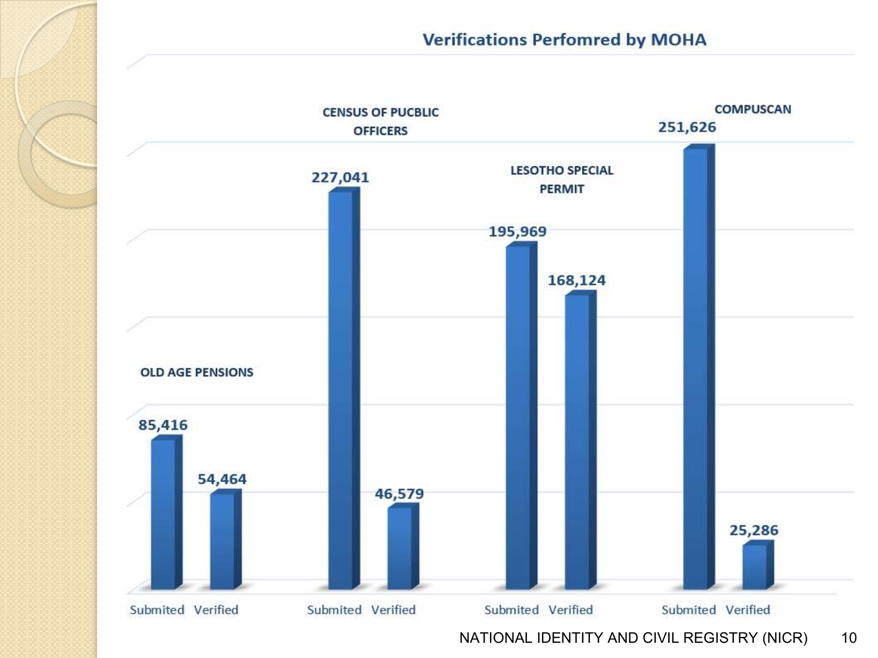## Verifications Perfomred by MOHA

| | Submited | Verified |
|---|---|---|
| OLD AGE PENSIONS | 85,416 | 54,464 |
| CENSUS OF PUCBLIC OFFICERS | 227,041 | 46,579 |
| LESOTHO SPECIAL PERMIT | 195,969 | 168,124 |
| COMPUSCAN | 251,626 | 25,286 |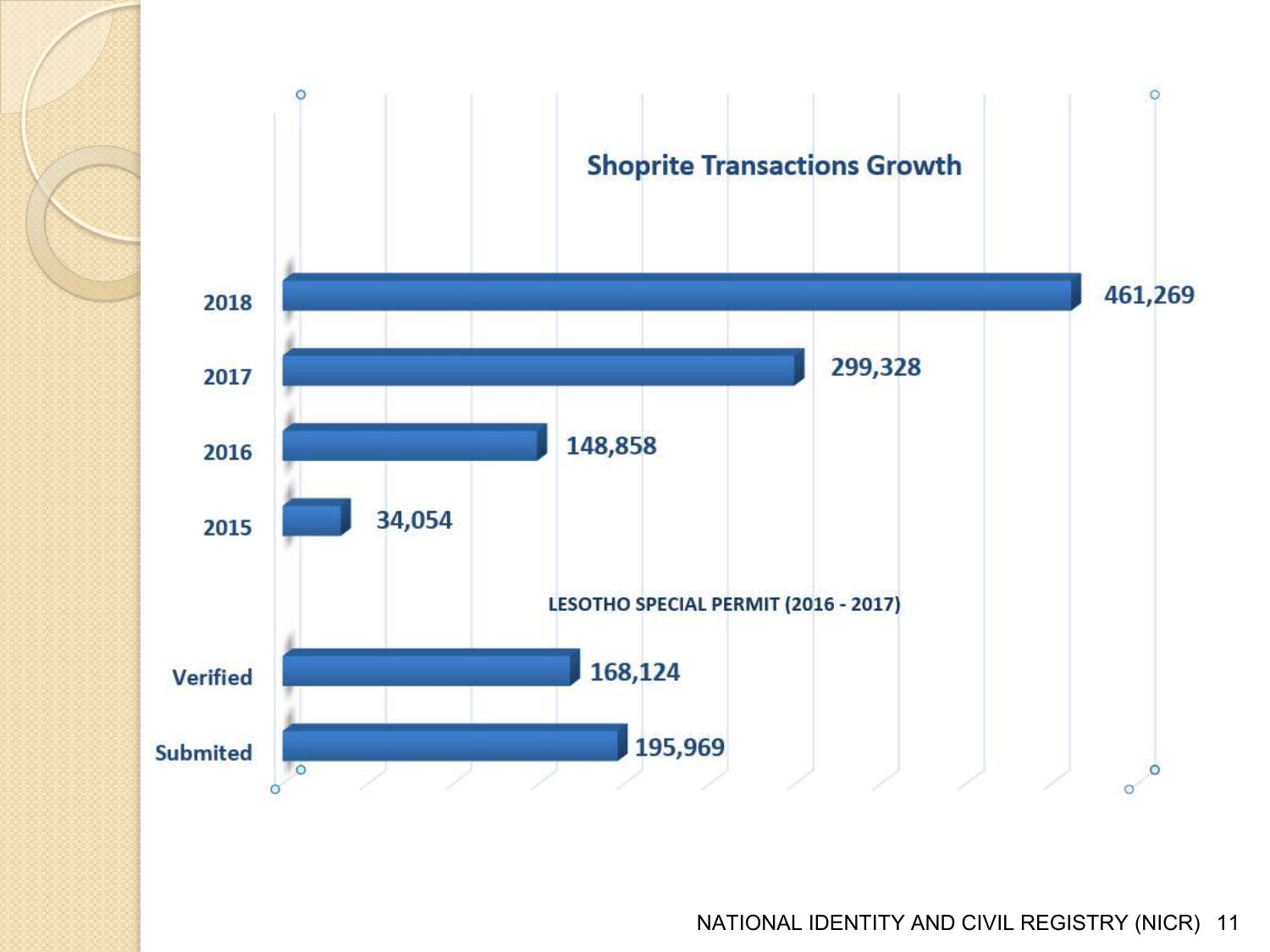## Shoprite Transactions Growth

| Year | Transactions |
| --- | --- |
| 2018 | 461,269 |
| 2017 | 299,328 |
| 2016 | 148,858 |
| 2015 | 34,054 |

**LESOTHO SPECIAL PERMIT (2016 - 2017)**

| Status | Count |
| --- | --- |
| Verified | 168,124 |
| Submited | 195,969 |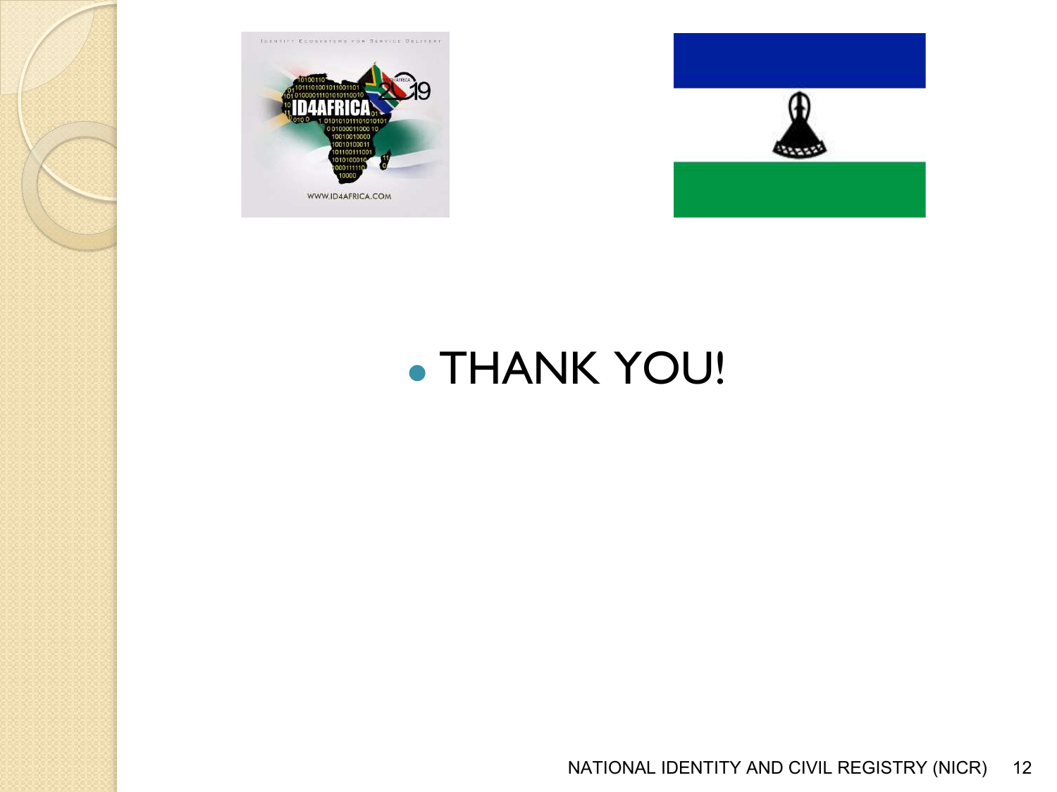- THANK YOU!